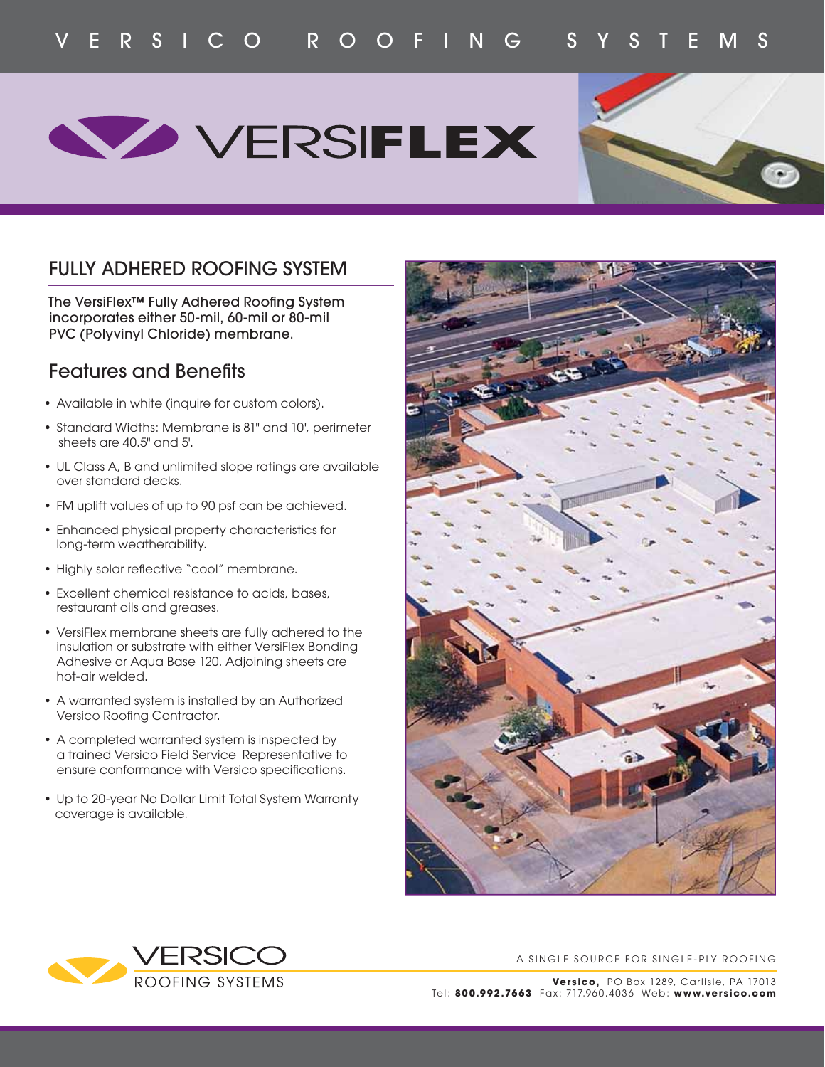VERSICO ROOFING SYSTEMS

# VERSIFLEX

## FULLY ADHERED ROOFING SYSTEM

The VersiFlex™ Fully Adhered Roofing System incorporates either 50-mil, 60-mil or 80-mil PVC (Polyvinyl Chloride) membrane.

## Features and Benefits

- Available in white (inquire for custom colors).
- Standard Widths: Membrane is 81" and 10', perimeter sheets are 40.5" and 5'.
- UL Class A, B and unlimited slope ratings are available over standard decks.
- FM uplift values of up to 90 psf can be achieved.
- Enhanced physical property characteristics for long-term weatherability.
- Highly solar reflective "cool" membrane.
- Excellent chemical resistance to acids, bases, restaurant oils and greases.
- VersiFlex membrane sheets are fully adhered to the insulation or substrate with either VersiFlex Bonding Adhesive or Aqua Base 120. Adjoining sheets are hot-air welded.
- A warranted system is installed by an Authorized Versico Roofing Contractor.
- A completed warranted system is inspected by a trained Versico Field Service Representative to ensure conformance with Versico specifications.
- Up to 20-year No Dollar Limit Total System Warranty coverage is available.

VERSICO ROOFING SYSTEMS

A SINGLE SOURCE FOR SINGLE-PLY ROOFING

**Versico,** PO Box 1289, Carlisle, PA 17013
Tel: **800.992.7663** Fax: 717.960.4036 Web: **www.versico.com**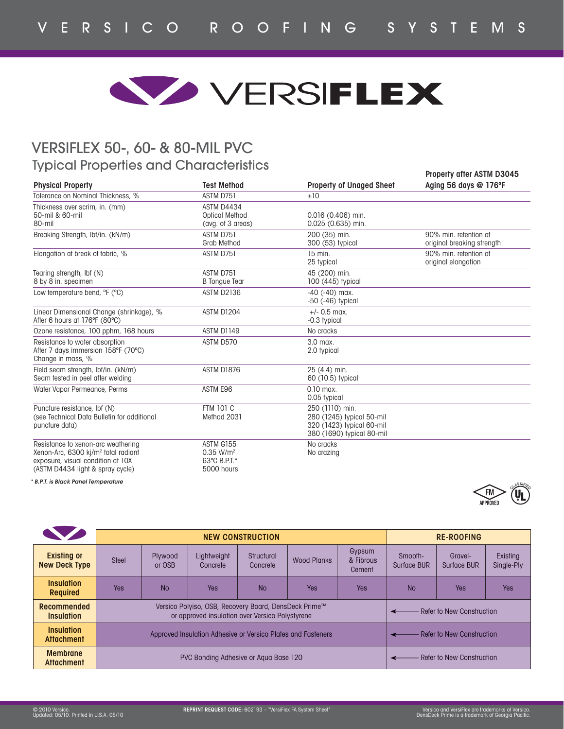# VERSIFLEX

## VERSIFLEX 50-, 60- & 80-MIL PVC

### Typical Properties and Characteristics

| Physical Property | Test Method | Property of Unaged Sheet | Property after ASTM D3045 Aging 56 days @ 176°F |
|---|---|---|---|
| Tolerance on Nominal Thickness, % | ASTM D751 | ±10 | |
| Thickness over scrim, in. (mm)<br>50-mil & 60-mil<br>80-mil | ASTM D4434<br>Optical Method<br>(avg. of 3 areas) | 0.016 (0.406) min.<br>0.025 (0.635) min. | |
| Breaking Strength, lbf/in. (kN/m) | ASTM D751<br>Grab Method | 200 (35) min.<br>300 (53) typical | 90% min. retention of original breaking strength |
| Elongation at break of fabric, % | ASTM D751 | 15 min.<br>25 typical | 90% min. retention of original elongation |
| Tearing strength, lbf (N)<br>8 by 8 in. specimen | ASTM D751<br>B Tongue Tear | 45 (200) min.<br>100 (445) typical | |
| Low temperature bend, °F (°C) | ASTM D2136 | -40 (-40) max.<br>-50 (-46) typical | |
| Linear Dimensional Change (shrinkage), %<br>After 6 hours at 176°F (80°C) | ASTM D1204 | +/- 0.5 max.<br>-0.3 typical | |
| Ozone resistance, 100 pphm, 168 hours | ASTM D1149 | No cracks | |
| Resistance to water absorption<br>After 7 days immersion 158°F (70°C)<br>Change in mass, % | ASTM D570 | 3.0 max.<br>2.0 typical | |
| Field seam strength, lbf/in. (kN/m)<br>Seam tested in peel after welding | ASTM D1876 | 25 (4.4) min.<br>60 (10.5) typical | |
| Water Vapor Permeance, Perms | ASTM E96 | 0.10 max.<br>0.05 typical | |
| Puncture resistance, lbf (N)<br>(see Technical Data Bulletin for additional puncture data) | FTM 101 C<br>Method 2031 | 250 (1110) min.<br>280 (1245) typical 50-mil<br>320 (1423) typical 60-mil<br>380 (1690) typical 80-mil | |
| Resistance to xenon-arc weathering<br>Xenon-Arc, 6300 kj/m² total radiant exposure, visual condition at 10X<br>(ASTM D4434 light & spray cycle) | ASTM G155<br>0.35 W/m²<br>63°C B.P.T.*<br>5000 hours | No cracks<br>No crazing | |

*\* B.P.T. is Black Panel Temperature*

FM APPROVED · UL CLASSIFIED

| | NEW CONSTRUCTION | | | | | | RE-ROOFING | | |
|---|---|---|---|---|---|---|---|---|---|
| **Existing or New Deck Type** | Steel | Plywood or OSB | Lightweight Concrete | Structural Concrete | Wood Planks | Gypsum & Fibrous Cement | Smooth-Surface BUR | Gravel-Surface BUR | Existing Single-Ply |
| **Insulation Required** | Yes | No | Yes | No | Yes | Yes | No | Yes | Yes |
| **Recommended Insulation** | Versico Polyiso, OSB, Recovery Board, DensDeck Prime™ or approved insulation over Versico Polystyrene | | | | | | ← Refer to New Construction | | |
| **Insulation Attachment** | Approved Insulation Adhesive or Versico Plates and Fasteners | | | | | | ← Refer to New Construction | | |
| **Membrane Attachment** | PVC Bonding Adhesive or Aqua Base 120 | | | | | | ← Refer to New Construction | | |

© 2010 Versico.
Updated: 05/10. Printed In U.S.A. 05/10

**REPRINT REQUEST CODE:** 602193 – "VersiFlex FA System Sheet"

Versico and VersiFlex are trademarks of Versico.
DensDeck Prime is a trademark of Georgia Pacific.